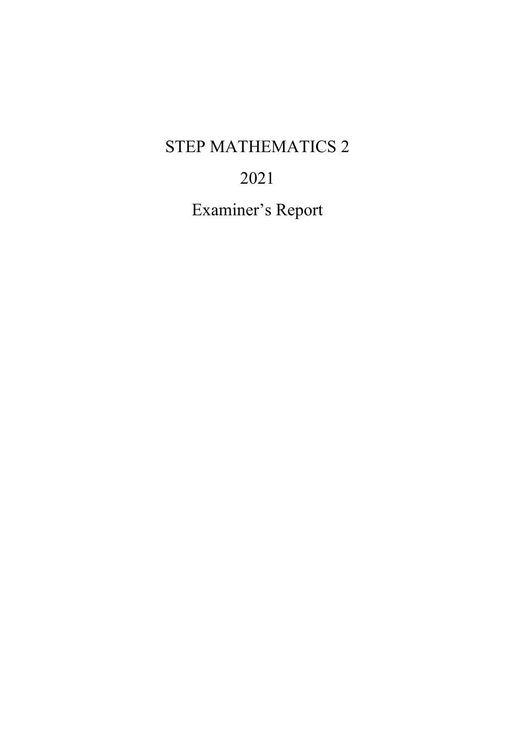# STEP MATHEMATICS 2

# 2021

# Examiner's Report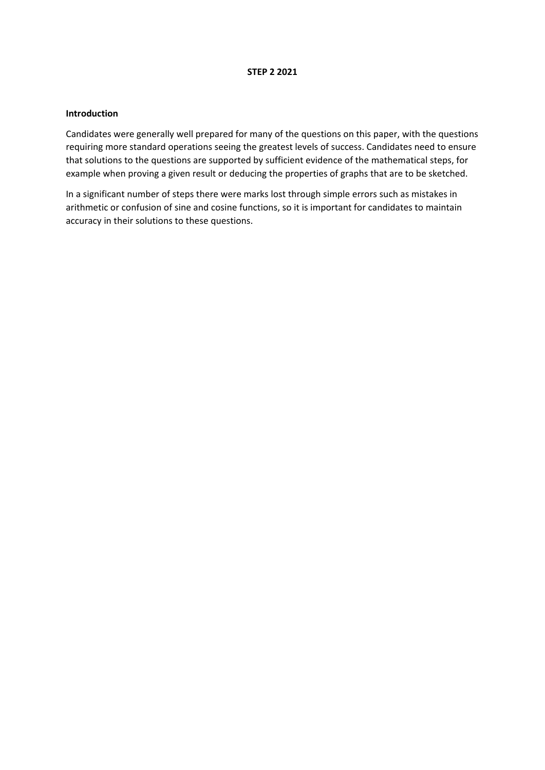**STEP 2 2021**

**Introduction**

Candidates were generally well prepared for many of the questions on this paper, with the questions requiring more standard operations seeing the greatest levels of success. Candidates need to ensure that solutions to the questions are supported by sufficient evidence of the mathematical steps, for example when proving a given result or deducing the properties of graphs that are to be sketched.

In a significant number of steps there were marks lost through simple errors such as mistakes in arithmetic or confusion of sine and cosine functions, so it is important for candidates to maintain accuracy in their solutions to these questions.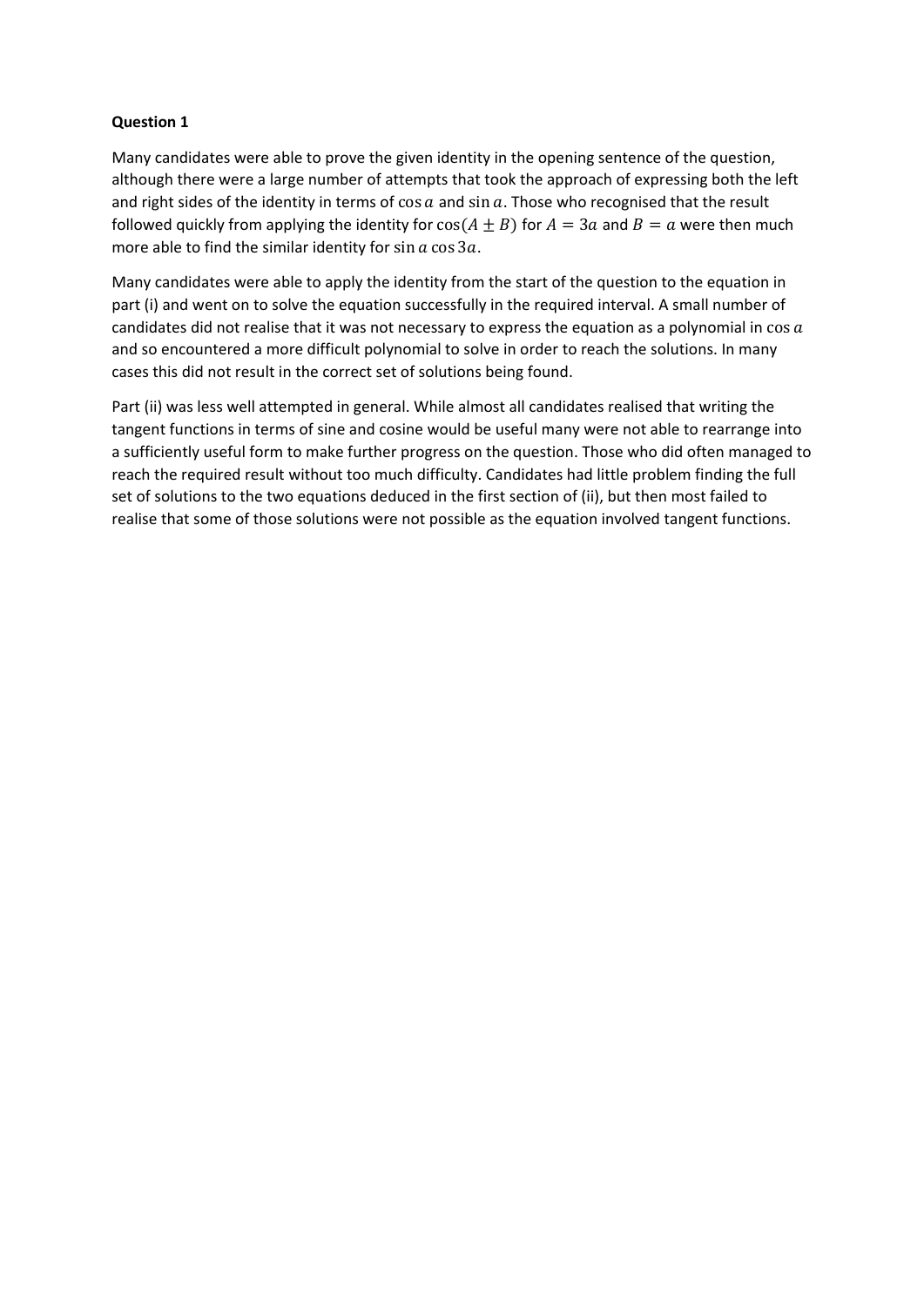**Question 1**

Many candidates were able to prove the given identity in the opening sentence of the question, although there were a large number of attempts that took the approach of expressing both the left and right sides of the identity in terms of $\cos a$ and $\sin a$. Those who recognised that the result followed quickly from applying the identity for $\cos(A \pm B)$ for $A = 3a$ and $B = a$ were then much more able to find the similar identity for $\sin a \cos 3a$.

Many candidates were able to apply the identity from the start of the question to the equation in part (i) and went on to solve the equation successfully in the required interval. A small number of candidates did not realise that it was not necessary to express the equation as a polynomial in $\cos a$ and so encountered a more difficult polynomial to solve in order to reach the solutions. In many cases this did not result in the correct set of solutions being found.

Part (ii) was less well attempted in general. While almost all candidates realised that writing the tangent functions in terms of sine and cosine would be useful many were not able to rearrange into a sufficiently useful form to make further progress on the question. Those who did often managed to reach the required result without too much difficulty. Candidates had little problem finding the full set of solutions to the two equations deduced in the first section of (ii), but then most failed to realise that some of those solutions were not possible as the equation involved tangent functions.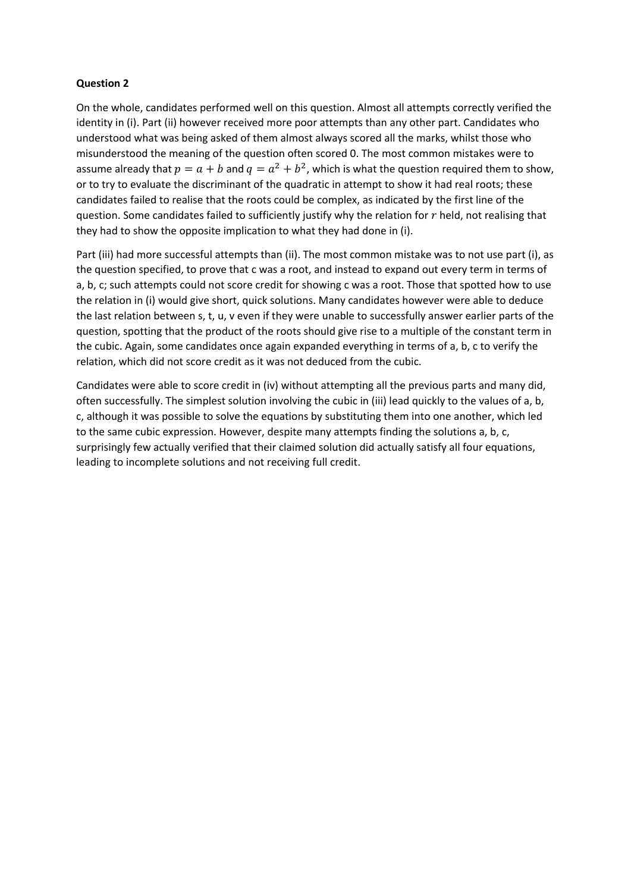**Question 2**

On the whole, candidates performed well on this question. Almost all attempts correctly verified the identity in (i). Part (ii) however received more poor attempts than any other part. Candidates who understood what was being asked of them almost always scored all the marks, whilst those who misunderstood the meaning of the question often scored 0. The most common mistakes were to assume already that $p = a + b$ and $q = a^2 + b^2$, which is what the question required them to show, or to try to evaluate the discriminant of the quadratic in attempt to show it had real roots; these candidates failed to realise that the roots could be complex, as indicated by the first line of the question. Some candidates failed to sufficiently justify why the relation for $r$ held, not realising that they had to show the opposite implication to what they had done in (i).

Part (iii) had more successful attempts than (ii). The most common mistake was to not use part (i), as the question specified, to prove that c was a root, and instead to expand out every term in terms of a, b, c; such attempts could not score credit for showing c was a root. Those that spotted how to use the relation in (i) would give short, quick solutions. Many candidates however were able to deduce the last relation between s, t, u, v even if they were unable to successfully answer earlier parts of the question, spotting that the product of the roots should give rise to a multiple of the constant term in the cubic. Again, some candidates once again expanded everything in terms of a, b, c to verify the relation, which did not score credit as it was not deduced from the cubic.

Candidates were able to score credit in (iv) without attempting all the previous parts and many did, often successfully. The simplest solution involving the cubic in (iii) lead quickly to the values of a, b, c, although it was possible to solve the equations by substituting them into one another, which led to the same cubic expression. However, despite many attempts finding the solutions a, b, c, surprisingly few actually verified that their claimed solution did actually satisfy all four equations, leading to incomplete solutions and not receiving full credit.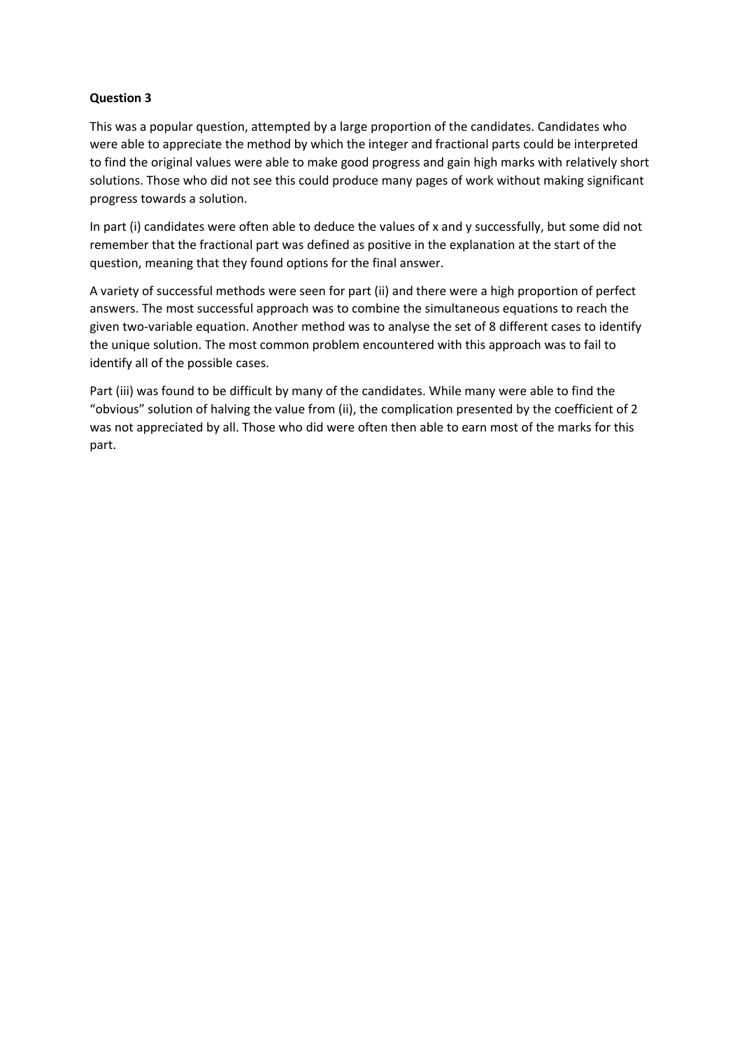**Question 3**

This was a popular question, attempted by a large proportion of the candidates. Candidates who were able to appreciate the method by which the integer and fractional parts could be interpreted to find the original values were able to make good progress and gain high marks with relatively short solutions. Those who did not see this could produce many pages of work without making significant progress towards a solution.

In part (i) candidates were often able to deduce the values of $x$ and $y$ successfully, but some did not remember that the fractional part was defined as positive in the explanation at the start of the question, meaning that they found options for the final answer.

A variety of successful methods were seen for part (ii) and there were a high proportion of perfect answers. The most successful approach was to combine the simultaneous equations to reach the given two-variable equation. Another method was to analyse the set of 8 different cases to identify the unique solution. The most common problem encountered with this approach was to fail to identify all of the possible cases.

Part (iii) was found to be difficult by many of the candidates. While many were able to find the "obvious" solution of halving the value from (ii), the complication presented by the coefficient of 2 was not appreciated by all. Those who did were often then able to earn most of the marks for this part.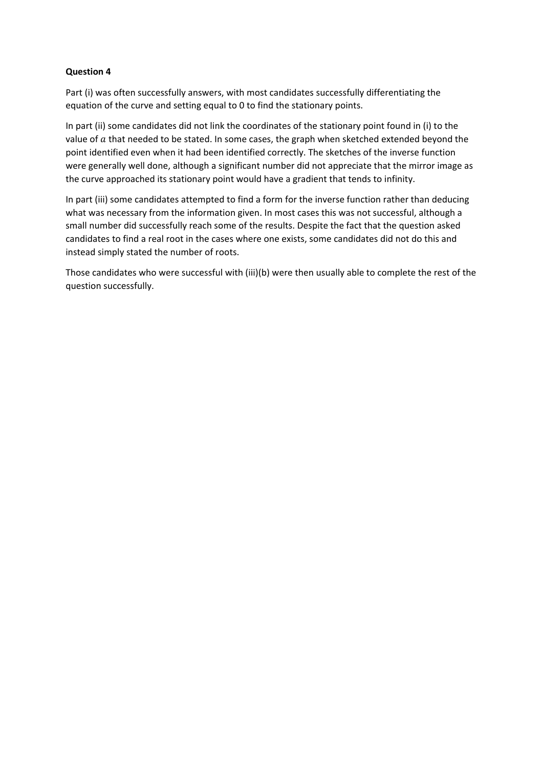**Question 4**

Part (i) was often successfully answers, with most candidates successfully differentiating the equation of the curve and setting equal to 0 to find the stationary points.

In part (ii) some candidates did not link the coordinates of the stationary point found in (i) to the value of $a$ that needed to be stated. In some cases, the graph when sketched extended beyond the point identified even when it had been identified correctly. The sketches of the inverse function were generally well done, although a significant number did not appreciate that the mirror image as the curve approached its stationary point would have a gradient that tends to infinity.

In part (iii) some candidates attempted to find a form for the inverse function rather than deducing what was necessary from the information given. In most cases this was not successful, although a small number did successfully reach some of the results. Despite the fact that the question asked candidates to find a real root in the cases where one exists, some candidates did not do this and instead simply stated the number of roots.

Those candidates who were successful with (iii)(b) were then usually able to complete the rest of the question successfully.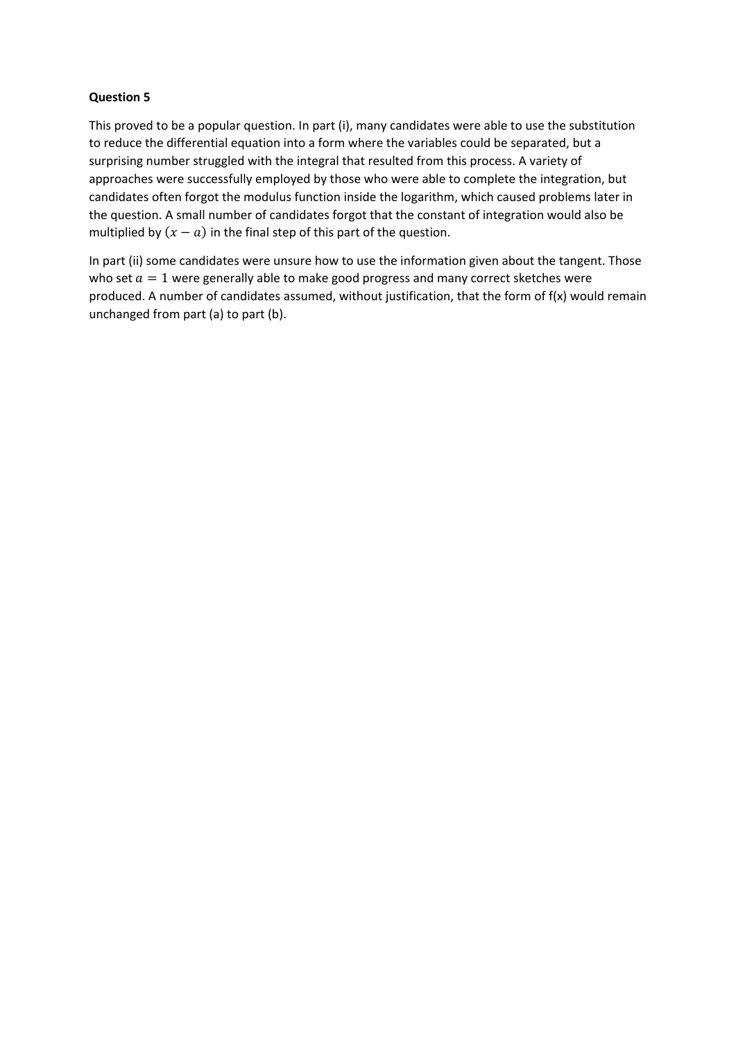**Question 5**

This proved to be a popular question. In part (i), many candidates were able to use the substitution to reduce the differential equation into a form where the variables could be separated, but a surprising number struggled with the integral that resulted from this process. A variety of approaches were successfully employed by those who were able to complete the integration, but candidates often forgot the modulus function inside the logarithm, which caused problems later in the question. A small number of candidates forgot that the constant of integration would also be multiplied by $(x - a)$ in the final step of this part of the question.

In part (ii) some candidates were unsure how to use the information given about the tangent. Those who set $a = 1$ were generally able to make good progress and many correct sketches were produced. A number of candidates assumed, without justification, that the form of f(x) would remain unchanged from part (a) to part (b).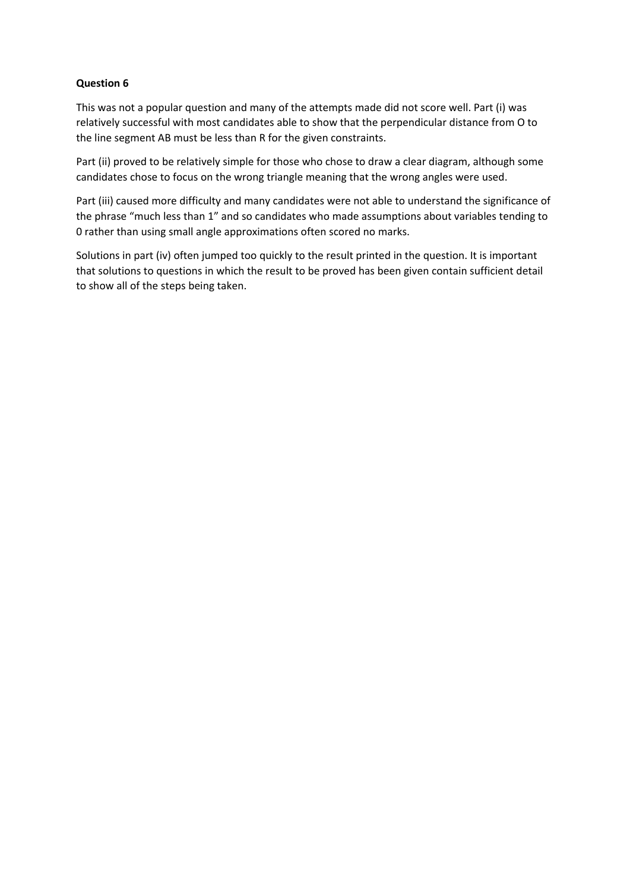**Question 6**

This was not a popular question and many of the attempts made did not score well. Part (i) was relatively successful with most candidates able to show that the perpendicular distance from O to the line segment AB must be less than R for the given constraints.

Part (ii) proved to be relatively simple for those who chose to draw a clear diagram, although some candidates chose to focus on the wrong triangle meaning that the wrong angles were used.

Part (iii) caused more difficulty and many candidates were not able to understand the significance of the phrase "much less than 1" and so candidates who made assumptions about variables tending to 0 rather than using small angle approximations often scored no marks.

Solutions in part (iv) often jumped too quickly to the result printed in the question. It is important that solutions to questions in which the result to be proved has been given contain sufficient detail to show all of the steps being taken.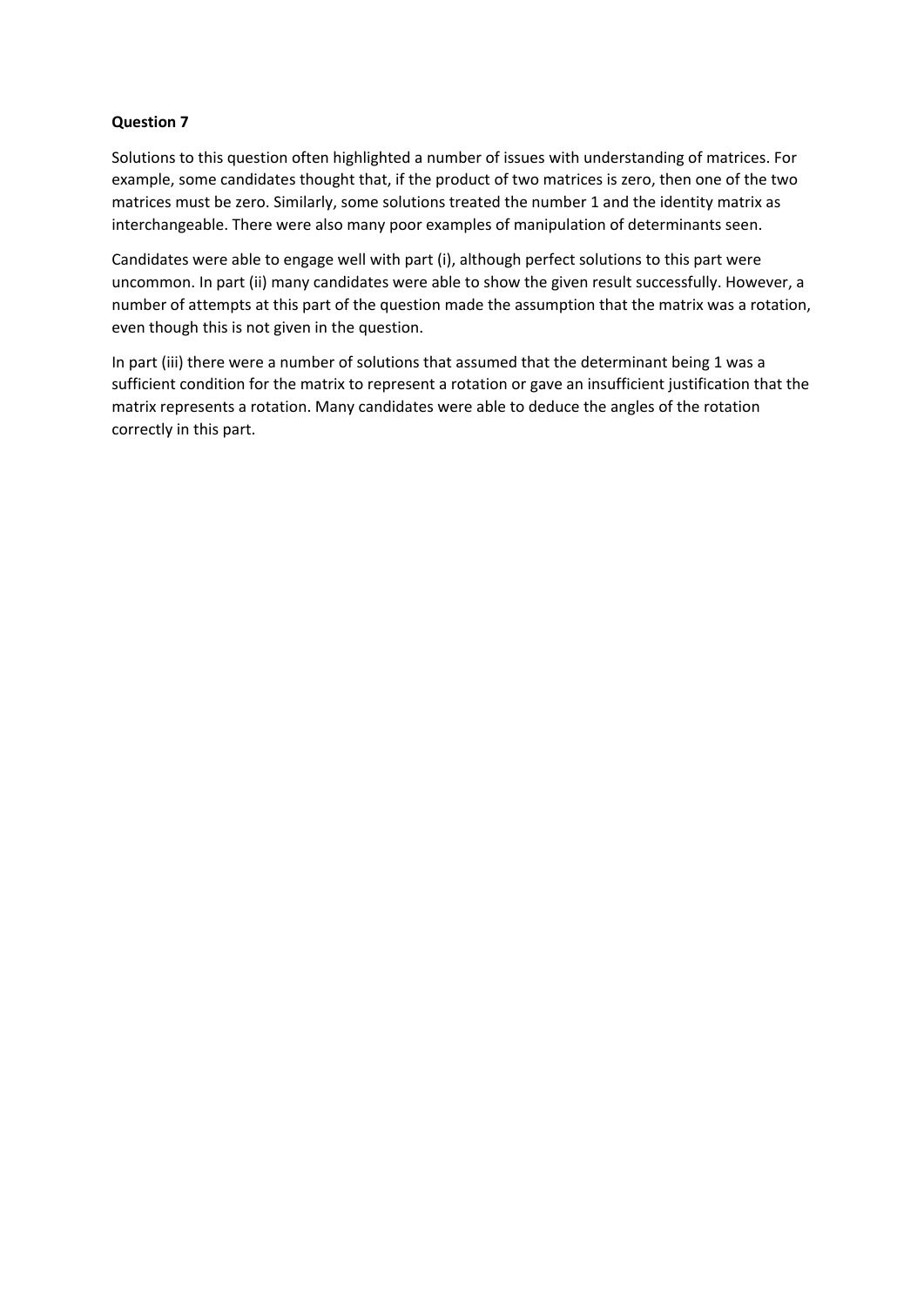**Question 7**

Solutions to this question often highlighted a number of issues with understanding of matrices. For example, some candidates thought that, if the product of two matrices is zero, then one of the two matrices must be zero. Similarly, some solutions treated the number 1 and the identity matrix as interchangeable. There were also many poor examples of manipulation of determinants seen.

Candidates were able to engage well with part (i), although perfect solutions to this part were uncommon. In part (ii) many candidates were able to show the given result successfully. However, a number of attempts at this part of the question made the assumption that the matrix was a rotation, even though this is not given in the question.

In part (iii) there were a number of solutions that assumed that the determinant being 1 was a sufficient condition for the matrix to represent a rotation or gave an insufficient justification that the matrix represents a rotation. Many candidates were able to deduce the angles of the rotation correctly in this part.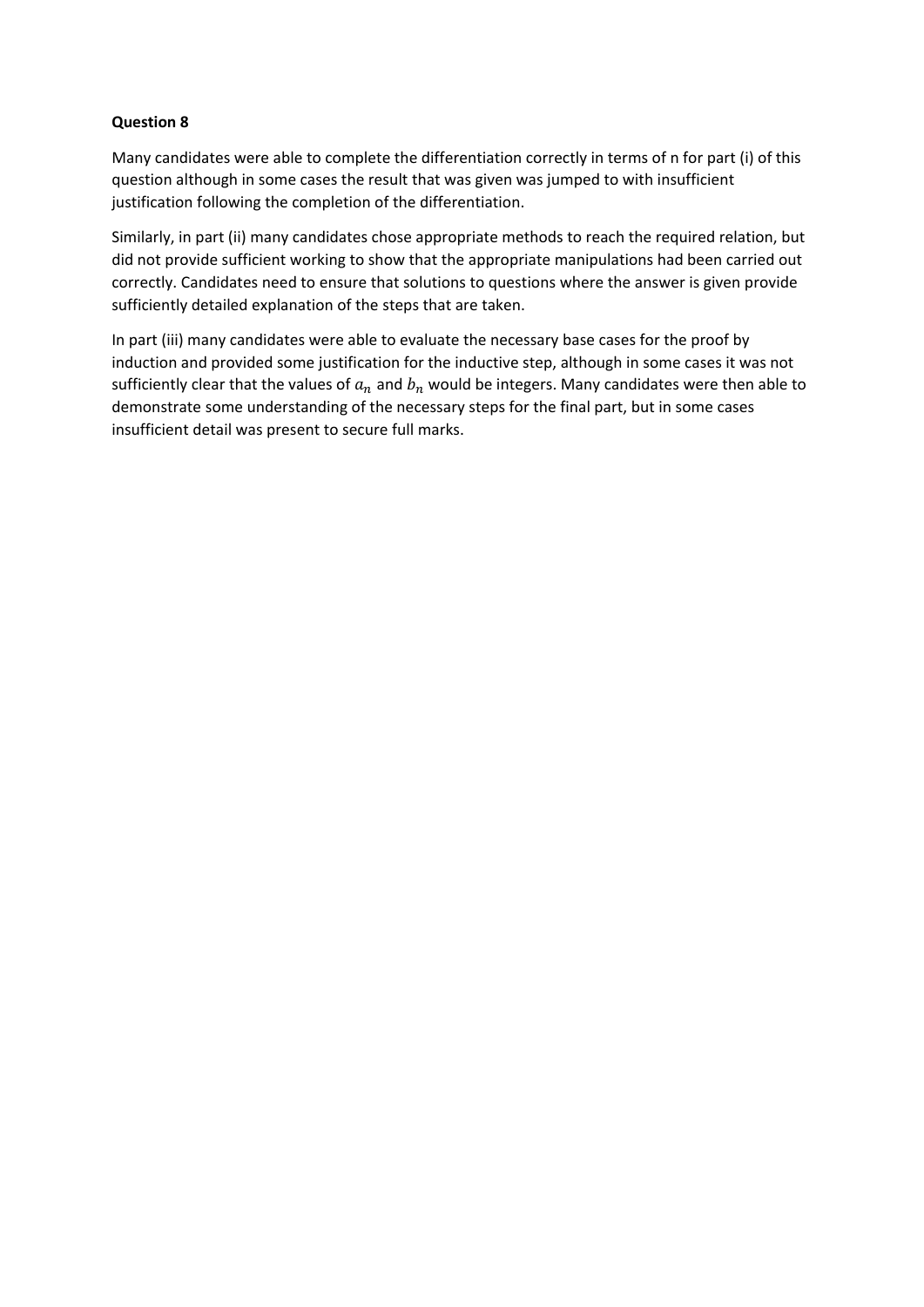**Question 8**

Many candidates were able to complete the differentiation correctly in terms of n for part (i) of this question although in some cases the result that was given was jumped to with insufficient justification following the completion of the differentiation.

Similarly, in part (ii) many candidates chose appropriate methods to reach the required relation, but did not provide sufficient working to show that the appropriate manipulations had been carried out correctly. Candidates need to ensure that solutions to questions where the answer is given provide sufficiently detailed explanation of the steps that are taken.

In part (iii) many candidates were able to evaluate the necessary base cases for the proof by induction and provided some justification for the inductive step, although in some cases it was not sufficiently clear that the values of $a_n$ and $b_n$ would be integers. Many candidates were then able to demonstrate some understanding of the necessary steps for the final part, but in some cases insufficient detail was present to secure full marks.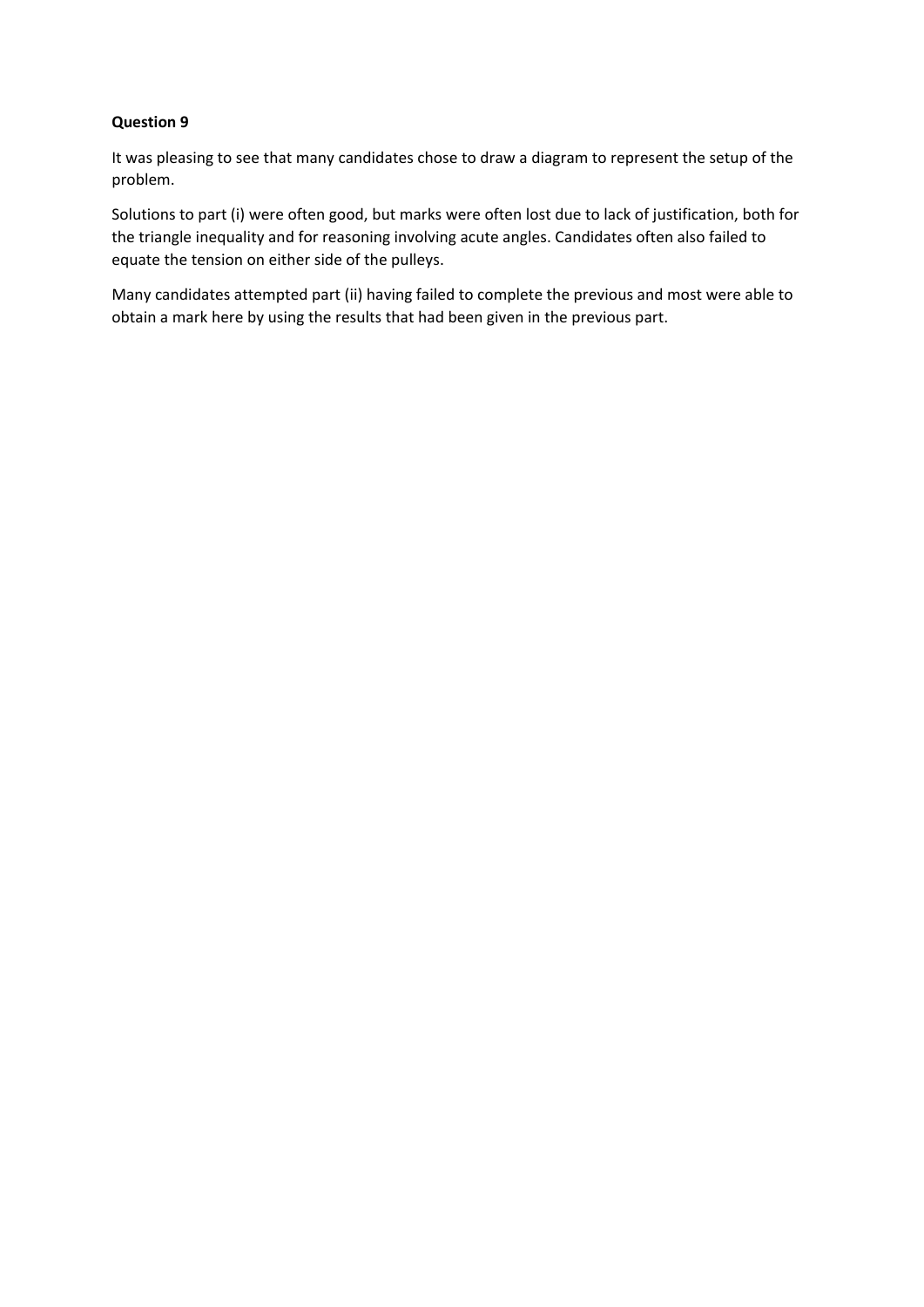**Question 9**

It was pleasing to see that many candidates chose to draw a diagram to represent the setup of the problem.

Solutions to part (i) were often good, but marks were often lost due to lack of justification, both for the triangle inequality and for reasoning involving acute angles. Candidates often also failed to equate the tension on either side of the pulleys.

Many candidates attempted part (ii) having failed to complete the previous and most were able to obtain a mark here by using the results that had been given in the previous part.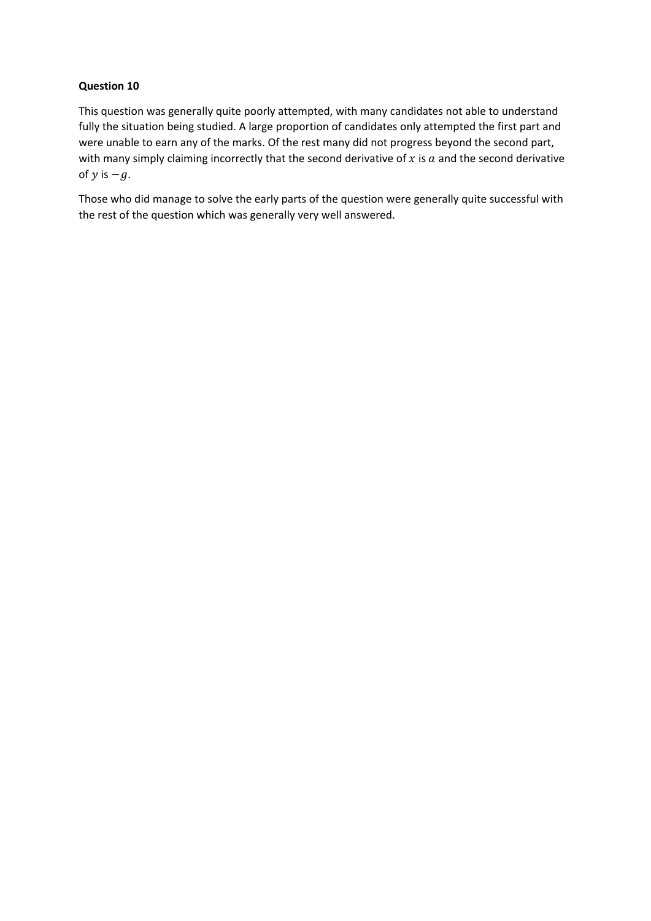**Question 10**

This question was generally quite poorly attempted, with many candidates not able to understand fully the situation being studied. A large proportion of candidates only attempted the first part and were unable to earn any of the marks. Of the rest many did not progress beyond the second part, with many simply claiming incorrectly that the second derivative of $x$ is $a$ and the second derivative of $y$ is $-g$.

Those who did manage to solve the early parts of the question were generally quite successful with the rest of the question which was generally very well answered.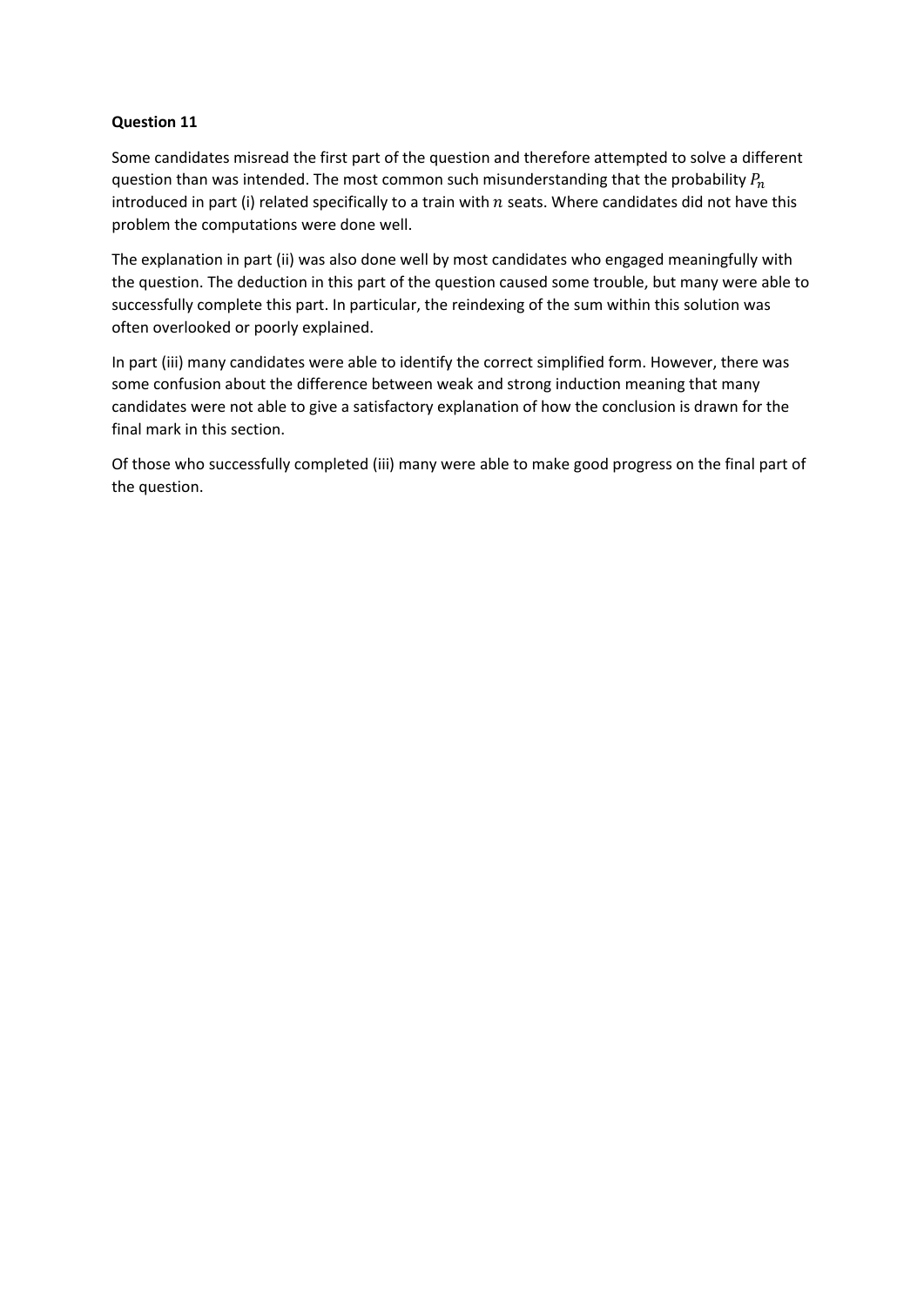**Question 11**

Some candidates misread the first part of the question and therefore attempted to solve a different question than was intended. The most common such misunderstanding that the probability $P_n$ introduced in part (i) related specifically to a train with $n$ seats. Where candidates did not have this problem the computations were done well.

The explanation in part (ii) was also done well by most candidates who engaged meaningfully with the question. The deduction in this part of the question caused some trouble, but many were able to successfully complete this part. In particular, the reindexing of the sum within this solution was often overlooked or poorly explained.

In part (iii) many candidates were able to identify the correct simplified form. However, there was some confusion about the difference between weak and strong induction meaning that many candidates were not able to give a satisfactory explanation of how the conclusion is drawn for the final mark in this section.

Of those who successfully completed (iii) many were able to make good progress on the final part of the question.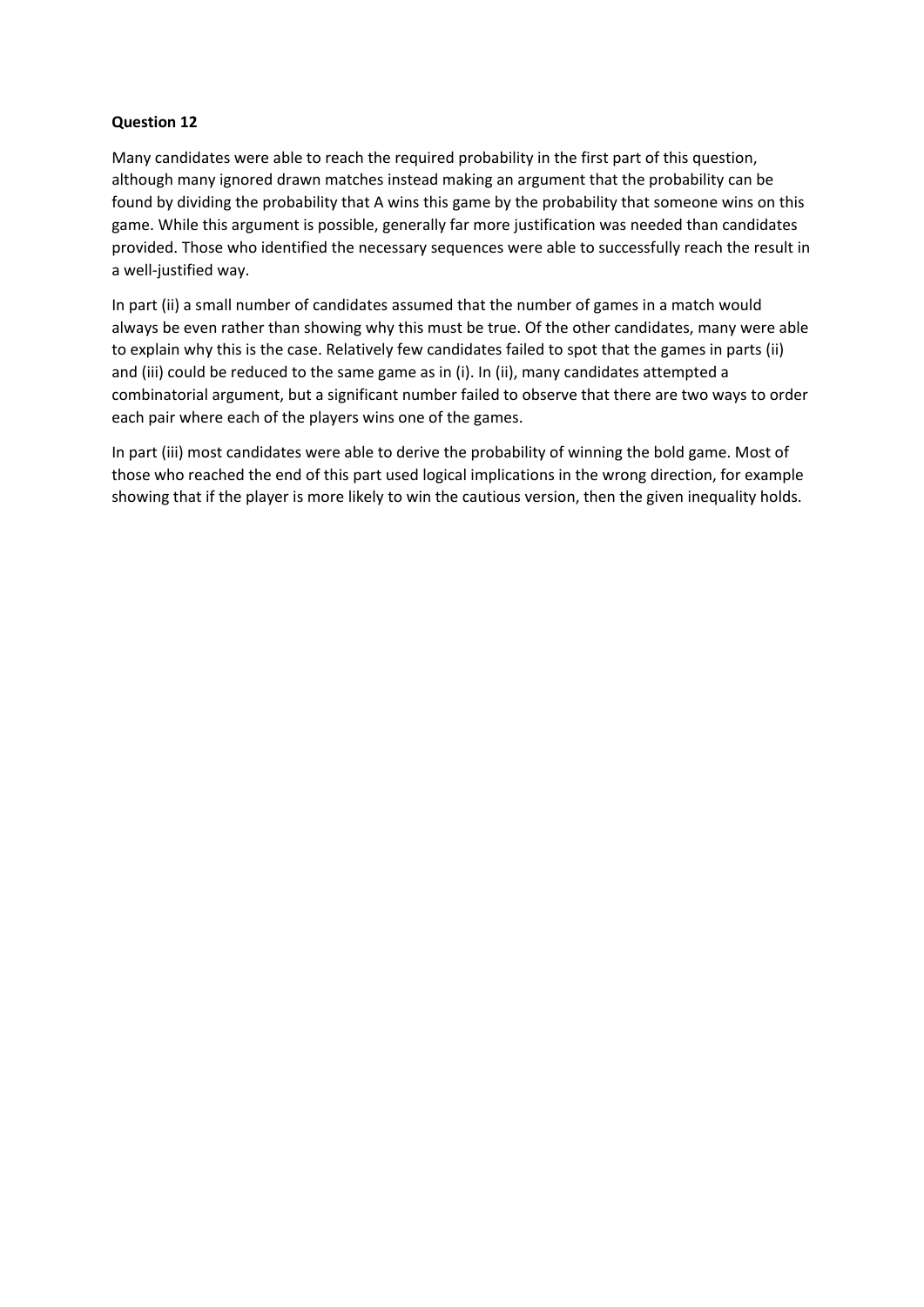**Question 12**

Many candidates were able to reach the required probability in the first part of this question, although many ignored drawn matches instead making an argument that the probability can be found by dividing the probability that A wins this game by the probability that someone wins on this game. While this argument is possible, generally far more justification was needed than candidates provided. Those who identified the necessary sequences were able to successfully reach the result in a well-justified way.

In part (ii) a small number of candidates assumed that the number of games in a match would always be even rather than showing why this must be true. Of the other candidates, many were able to explain why this is the case. Relatively few candidates failed to spot that the games in parts (ii) and (iii) could be reduced to the same game as in (i). In (ii), many candidates attempted a combinatorial argument, but a significant number failed to observe that there are two ways to order each pair where each of the players wins one of the games.

In part (iii) most candidates were able to derive the probability of winning the bold game. Most of those who reached the end of this part used logical implications in the wrong direction, for example showing that if the player is more likely to win the cautious version, then the given inequality holds.